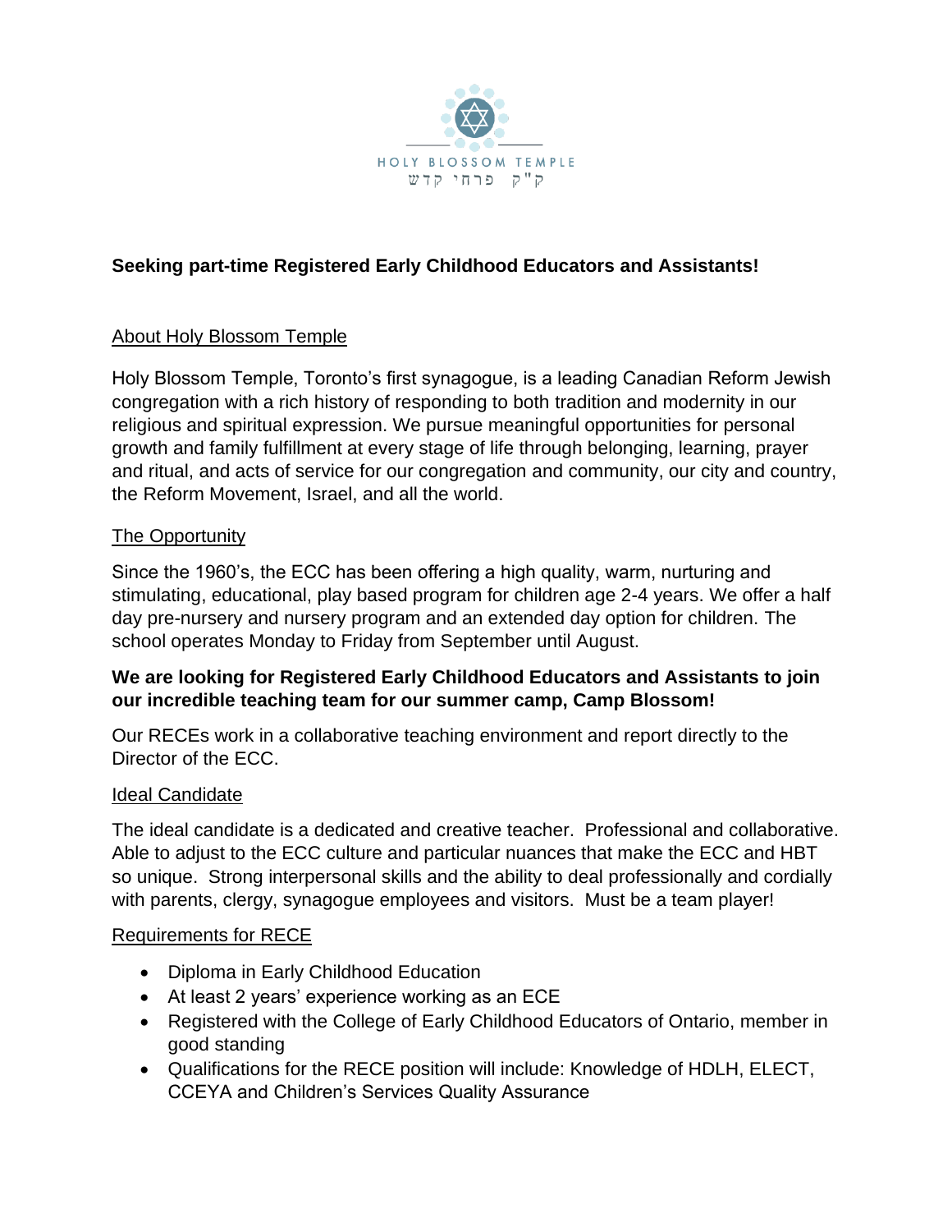HOLY BLOSSOM TEMPLE

ק"ק פרחי קדש

**Seeking part-time Registered Early Childhood Educators and Assistants!**

## About Holy Blossom Temple

Holy Blossom Temple, Toronto's first synagogue, is a leading Canadian Reform Jewish congregation with a rich history of responding to both tradition and modernity in our religious and spiritual expression. We pursue meaningful opportunities for personal growth and family fulfillment at every stage of life through belonging, learning, prayer and ritual, and acts of service for our congregation and community, our city and country, the Reform Movement, Israel, and all the world.

## The Opportunity

Since the 1960's, the ECC has been offering a high quality, warm, nurturing and stimulating, educational, play based program for children age 2-4 years. We offer a half day pre-nursery and nursery program and an extended day option for children. The school operates Monday to Friday from September until August.

**We are looking for Registered Early Childhood Educators and Assistants to join our incredible teaching team for our summer camp, Camp Blossom!**

Our RECEs work in a collaborative teaching environment and report directly to the Director of the ECC.

## Ideal Candidate

The ideal candidate is a dedicated and creative teacher. Professional and collaborative. Able to adjust to the ECC culture and particular nuances that make the ECC and HBT so unique. Strong interpersonal skills and the ability to deal professionally and cordially with parents, clergy, synagogue employees and visitors. Must be a team player!

## Requirements for RECE

- Diploma in Early Childhood Education
- At least 2 years' experience working as an ECE
- Registered with the College of Early Childhood Educators of Ontario, member in good standing
- Qualifications for the RECE position will include: Knowledge of HDLH, ELECT, CCEYA and Children's Services Quality Assurance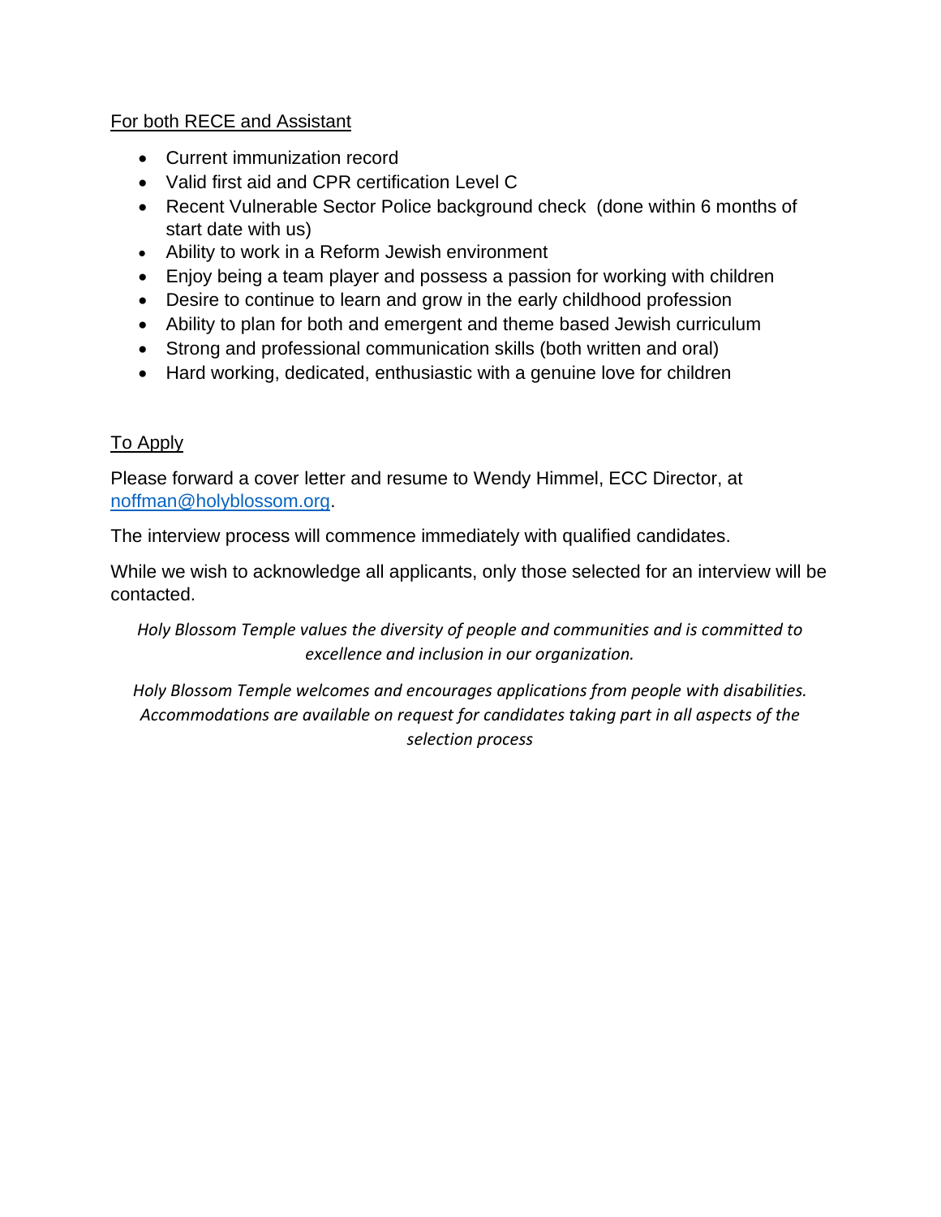For both RECE and Assistant

- Current immunization record
- Valid first aid and CPR certification Level C
- Recent Vulnerable Sector Police background check (done within 6 months of start date with us)
- Ability to work in a Reform Jewish environment
- Enjoy being a team player and possess a passion for working with children
- Desire to continue to learn and grow in the early childhood profession
- Ability to plan for both and emergent and theme based Jewish curriculum
- Strong and professional communication skills (both written and oral)
- Hard working, dedicated, enthusiastic with a genuine love for children

To Apply

Please forward a cover letter and resume to Wendy Himmel, ECC Director, at noffman@holyblossom.org.

The interview process will commence immediately with qualified candidates.

While we wish to acknowledge all applicants, only those selected for an interview will be contacted.

*Holy Blossom Temple values the diversity of people and communities and is committed to excellence and inclusion in our organization.*

*Holy Blossom Temple welcomes and encourages applications from people with disabilities. Accommodations are available on request for candidates taking part in all aspects of the selection process*